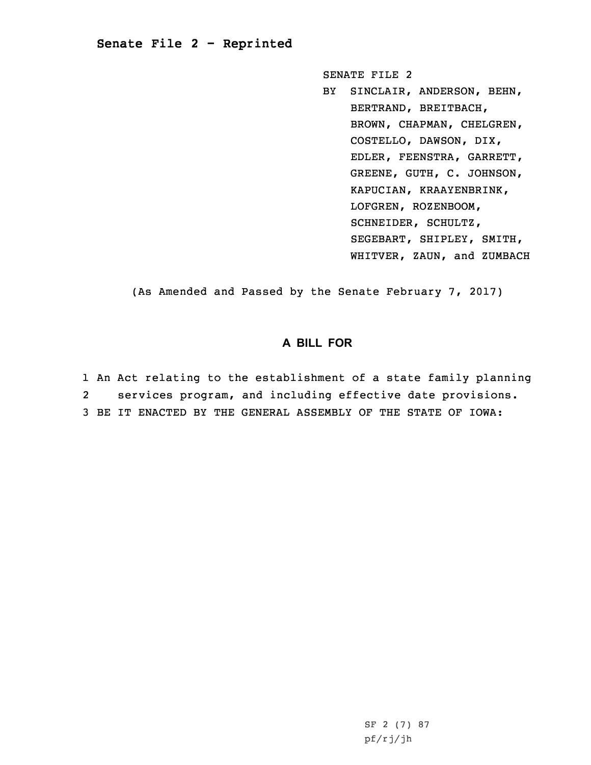## Senate File 2 - Reprinted

SENATE FILE 2

BY SINCLAIR, ANDERSON, BEHN, BERTRAND, BREITBACH, BROWN, CHAPMAN, CHELGREN, COSTELLO, DAWSON, DIX, EDLER, FEENSTRA, GARRETT, GREENE, GUTH, C. JOHNSON, KAPUCIAN, KRAAYENBRINK, LOFGREN, ROZENBOOM, SCHNEIDER, SCHULTZ, SEGEBART, SHIPLEY, SMITH, WHITVER, ZAUN, and ZUMBACH

(As Amended and Passed by the Senate February 7, 2017)

# A BILL FOR

1 An Act relating to the establishment of a state family planning
2 services program, and including effective date provisions.
3 BE IT ENACTED BY THE GENERAL ASSEMBLY OF THE STATE OF IOWA:

SF 2 (7) 87
pf/rj/jh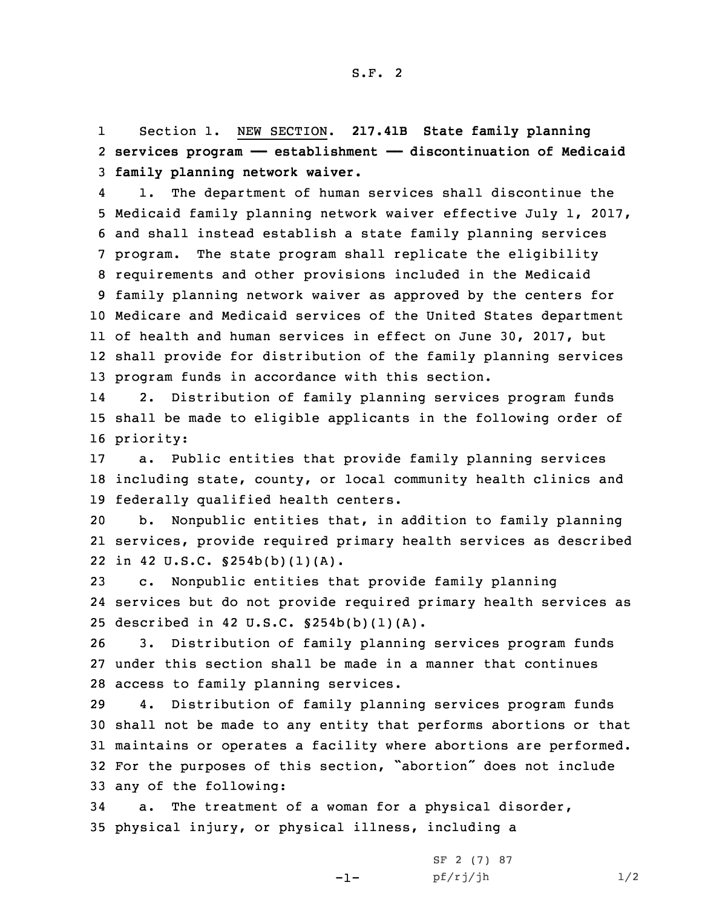Section 1. NEW SECTION. **217.41B State family planning services program — establishment — discontinuation of Medicaid family planning network waiver.**

1. The department of human services shall discontinue the Medicaid family planning network waiver effective July 1, 2017, and shall instead establish a state family planning services program. The state program shall replicate the eligibility requirements and other provisions included in the Medicaid family planning network waiver as approved by the centers for Medicare and Medicaid services of the United States department of health and human services in effect on June 30, 2017, but shall provide for distribution of the family planning services program funds in accordance with this section.

2. Distribution of family planning services program funds shall be made to eligible applicants in the following order of priority:

a. Public entities that provide family planning services including state, county, or local community health clinics and federally qualified health centers.

b. Nonpublic entities that, in addition to family planning services, provide required primary health services as described in 42 U.S.C. §254b(b)(1)(A).

c. Nonpublic entities that provide family planning services but do not provide required primary health services as described in 42 U.S.C. §254b(b)(1)(A).

3. Distribution of family planning services program funds under this section shall be made in a manner that continues access to family planning services.

4. Distribution of family planning services program funds shall not be made to any entity that performs abortions or that maintains or operates a facility where abortions are performed. For the purposes of this section, "abortion" does not include any of the following:

a. The treatment of a woman for a physical disorder, physical injury, or physical illness, including a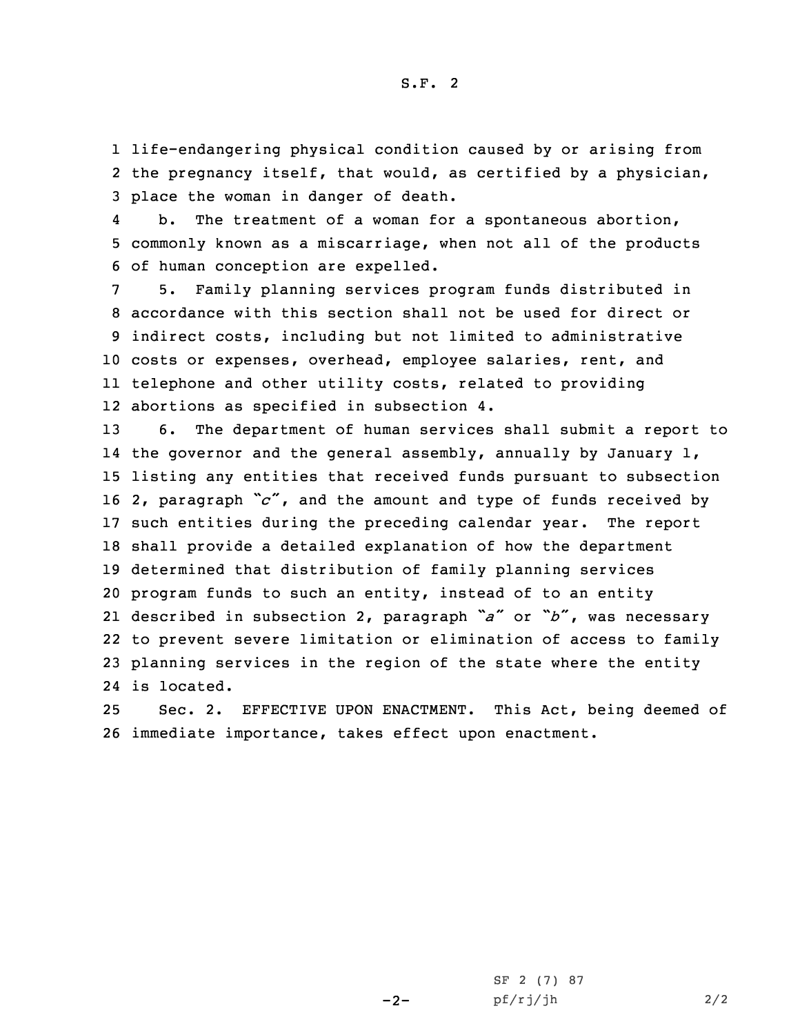life-endangering physical condition caused by or arising from the pregnancy itself, that would, as certified by a physician, place the woman in danger of death.

b. The treatment of a woman for a spontaneous abortion, commonly known as a miscarriage, when not all of the products of human conception are expelled.

5. Family planning services program funds distributed in accordance with this section shall not be used for direct or indirect costs, including but not limited to administrative costs or expenses, overhead, employee salaries, rent, and telephone and other utility costs, related to providing abortions as specified in subsection 4.

6. The department of human services shall submit a report to the governor and the general assembly, annually by January 1, listing any entities that received funds pursuant to subsection 2, paragraph *"c"*, and the amount and type of funds received by such entities during the preceding calendar year. The report shall provide a detailed explanation of how the department determined that distribution of family planning services program funds to such an entity, instead of to an entity described in subsection 2, paragraph *"a"* or *"b"*, was necessary to prevent severe limitation or elimination of access to family planning services in the region of the state where the entity is located.

Sec. 2. EFFECTIVE UPON ENACTMENT. This Act, being deemed of immediate importance, takes effect upon enactment.

SF 2 (7) 87
pf/rj/jh